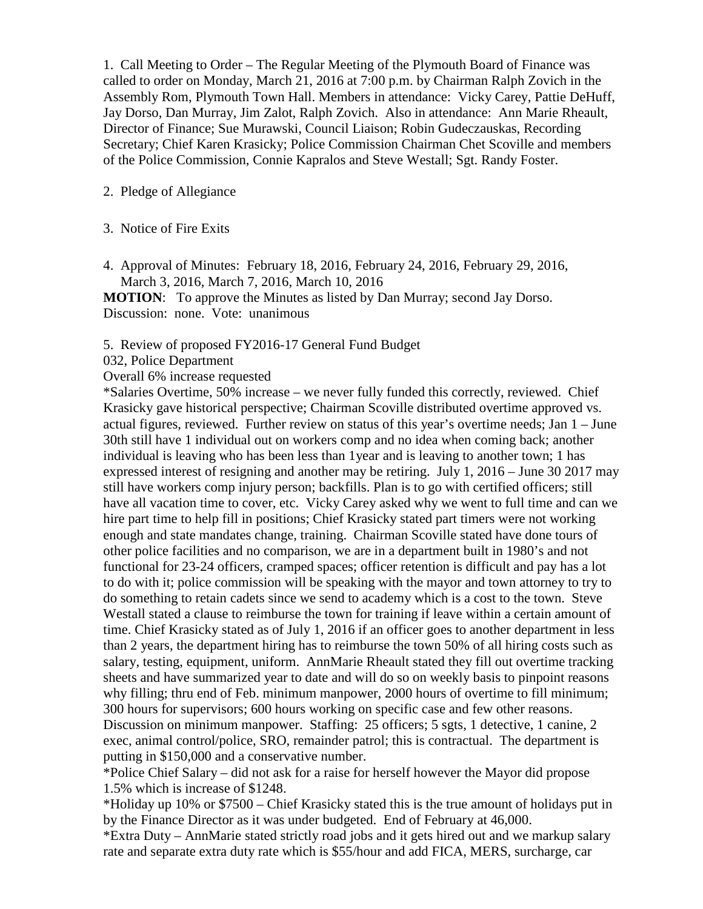1. Call Meeting to Order – The Regular Meeting of the Plymouth Board of Finance was called to order on Monday, March 21, 2016 at 7:00 p.m. by Chairman Ralph Zovich in the Assembly Rom, Plymouth Town Hall. Members in attendance: Vicky Carey, Pattie DeHuff, Jay Dorso, Dan Murray, Jim Zalot, Ralph Zovich. Also in attendance: Ann Marie Rheault, Director of Finance; Sue Murawski, Council Liaison; Robin Gudeczauskas, Recording Secretary; Chief Karen Krasicky; Police Commission Chairman Chet Scoville and members of the Police Commission, Connie Kapralos and Steve Westall; Sgt. Randy Foster.

2. Pledge of Allegiance

3. Notice of Fire Exits

4. Approval of Minutes: February 18, 2016, February 24, 2016, February 29, 2016, March 3, 2016, March 7, 2016, March 10, 2016

**MOTION**: To approve the Minutes as listed by Dan Murray; second Jay Dorso. Discussion: none. Vote: unanimous

5. Review of proposed FY2016-17 General Fund Budget

032, Police Department

Overall 6% increase requested

*Salaries Overtime, 50% increase – we never fully funded this correctly, reviewed. Chief Krasicky gave historical perspective; Chairman Scoville distributed overtime approved vs. actual figures, reviewed. Further review on status of this year's overtime needs; Jan 1 – June 30th still have 1 individual out on workers comp and no idea when coming back; another individual is leaving who has been less than 1year and is leaving to another town; 1 has expressed interest of resigning and another may be retiring. July 1, 2016 – June 30 2017 may still have workers comp injury person; backfills. Plan is to go with certified officers; still have all vacation time to cover, etc. Vicky Carey asked why we went to full time and can we hire part time to help fill in positions; Chief Krasicky stated part timers were not working enough and state mandates change, training. Chairman Scoville stated have done tours of other police facilities and no comparison, we are in a department built in 1980's and not functional for 23-24 officers, cramped spaces; officer retention is difficult and pay has a lot to do with it; police commission will be speaking with the mayor and town attorney to try to do something to retain cadets since we send to academy which is a cost to the town. Steve Westall stated a clause to reimburse the town for training if leave within a certain amount of time. Chief Krasicky stated as of July 1, 2016 if an officer goes to another department in less than 2 years, the department hiring has to reimburse the town 50% of all hiring costs such as salary, testing, equipment, uniform. AnnMarie Rheault stated they fill out overtime tracking sheets and have summarized year to date and will do so on weekly basis to pinpoint reasons why filling; thru end of Feb. minimum manpower, 2000 hours of overtime to fill minimum; 300 hours for supervisors; 600 hours working on specific case and few other reasons. Discussion on minimum manpower. Staffing: 25 officers; 5 sgts, 1 detective, 1 canine, 2 exec, animal control/police, SRO, remainder patrol; this is contractual. The department is putting in $150,000 and a conservative number.

*Police Chief Salary – did not ask for a raise for herself however the Mayor did propose 1.5% which is increase of $1248.

*Holiday up 10% or $7500 – Chief Krasicky stated this is the true amount of holidays put in by the Finance Director as it was under budgeted. End of February at 46,000.

*Extra Duty – AnnMarie stated strictly road jobs and it gets hired out and we markup salary rate and separate extra duty rate which is $55/hour and add FICA, MERS, surcharge, car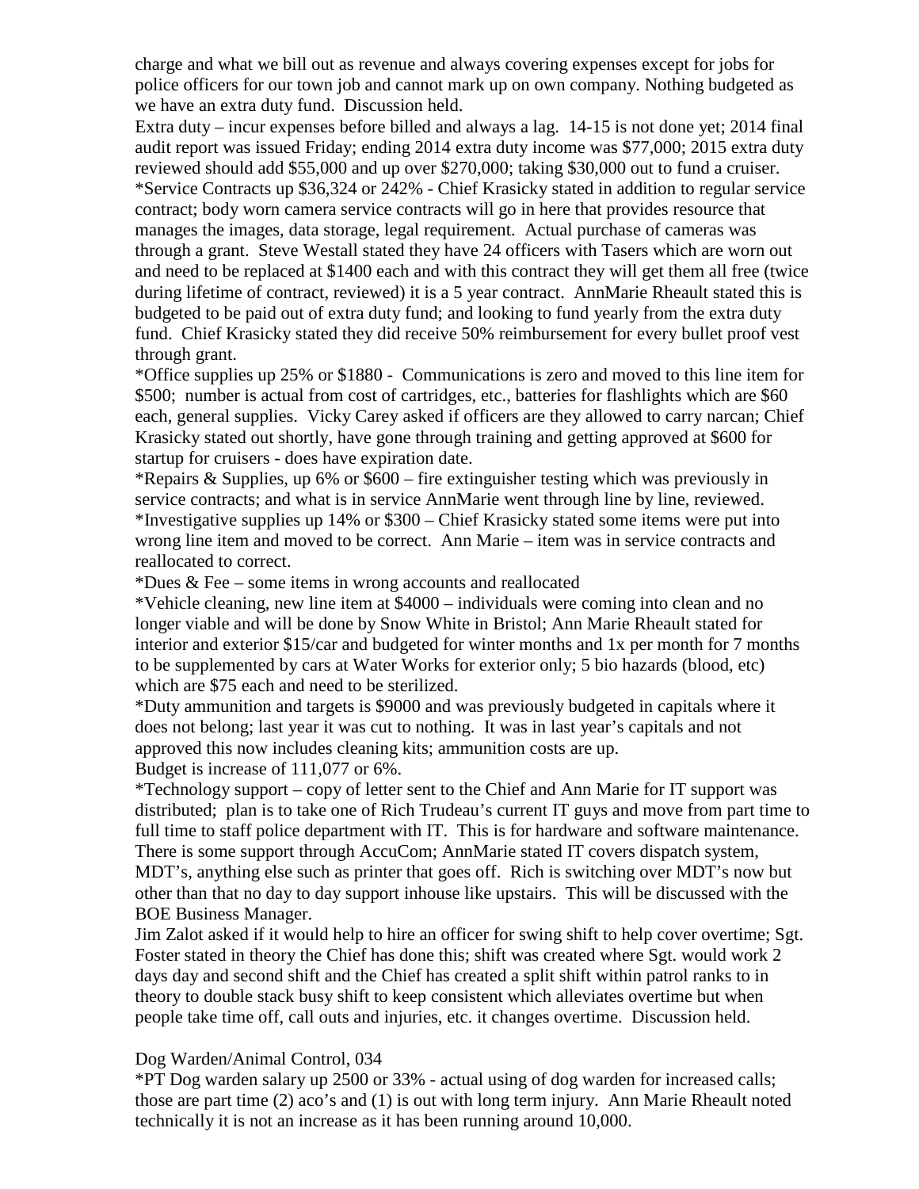charge and what we bill out as revenue and always covering expenses except for jobs for police officers for our town job and cannot mark up on own company. Nothing budgeted as we have an extra duty fund. Discussion held.

Extra duty – incur expenses before billed and always a lag. 14-15 is not done yet; 2014 final audit report was issued Friday; ending 2014 extra duty income was $77,000; 2015 extra duty reviewed should add $55,000 and up over $270,000; taking $30,000 out to fund a cruiser.

*Service Contracts up $36,324 or 242% - Chief Krasicky stated in addition to regular service contract; body worn camera service contracts will go in here that provides resource that manages the images, data storage, legal requirement. Actual purchase of cameras was through a grant. Steve Westall stated they have 24 officers with Tasers which are worn out and need to be replaced at $1400 each and with this contract they will get them all free (twice during lifetime of contract, reviewed) it is a 5 year contract. AnnMarie Rheault stated this is budgeted to be paid out of extra duty fund; and looking to fund yearly from the extra duty fund. Chief Krasicky stated they did receive 50% reimbursement for every bullet proof vest through grant.

*Office supplies up 25% or $1880 - Communications is zero and moved to this line item for $500; number is actual from cost of cartridges, etc., batteries for flashlights which are $60 each, general supplies. Vicky Carey asked if officers are they allowed to carry narcan; Chief Krasicky stated out shortly, have gone through training and getting approved at $600 for startup for cruisers - does have expiration date.

*Repairs & Supplies, up 6% or $600 – fire extinguisher testing which was previously in service contracts; and what is in service AnnMarie went through line by line, reviewed.

*Investigative supplies up 14% or $300 – Chief Krasicky stated some items were put into wrong line item and moved to be correct. Ann Marie – item was in service contracts and reallocated to correct.

*Dues & Fee – some items in wrong accounts and reallocated

*Vehicle cleaning, new line item at $4000 – individuals were coming into clean and no longer viable and will be done by Snow White in Bristol; Ann Marie Rheault stated for interior and exterior $15/car and budgeted for winter months and 1x per month for 7 months to be supplemented by cars at Water Works for exterior only; 5 bio hazards (blood, etc) which are $75 each and need to be sterilized.

*Duty ammunition and targets is $9000 and was previously budgeted in capitals where it does not belong; last year it was cut to nothing. It was in last year's capitals and not approved this now includes cleaning kits; ammunition costs are up.

Budget is increase of 111,077 or 6%.

*Technology support – copy of letter sent to the Chief and Ann Marie for IT support was distributed; plan is to take one of Rich Trudeau's current IT guys and move from part time to full time to staff police department with IT. This is for hardware and software maintenance. There is some support through AccuCom; AnnMarie stated IT covers dispatch system, MDT's, anything else such as printer that goes off. Rich is switching over MDT's now but other than that no day to day support inhouse like upstairs. This will be discussed with the BOE Business Manager.

Jim Zalot asked if it would help to hire an officer for swing shift to help cover overtime; Sgt. Foster stated in theory the Chief has done this; shift was created where Sgt. would work 2 days day and second shift and the Chief has created a split shift within patrol ranks to in theory to double stack busy shift to keep consistent which alleviates overtime but when people take time off, call outs and injuries, etc. it changes overtime. Discussion held.

Dog Warden/Animal Control, 034

*PT Dog warden salary up 2500 or 33% - actual using of dog warden for increased calls; those are part time (2) aco's and (1) is out with long term injury. Ann Marie Rheault noted technically it is not an increase as it has been running around 10,000.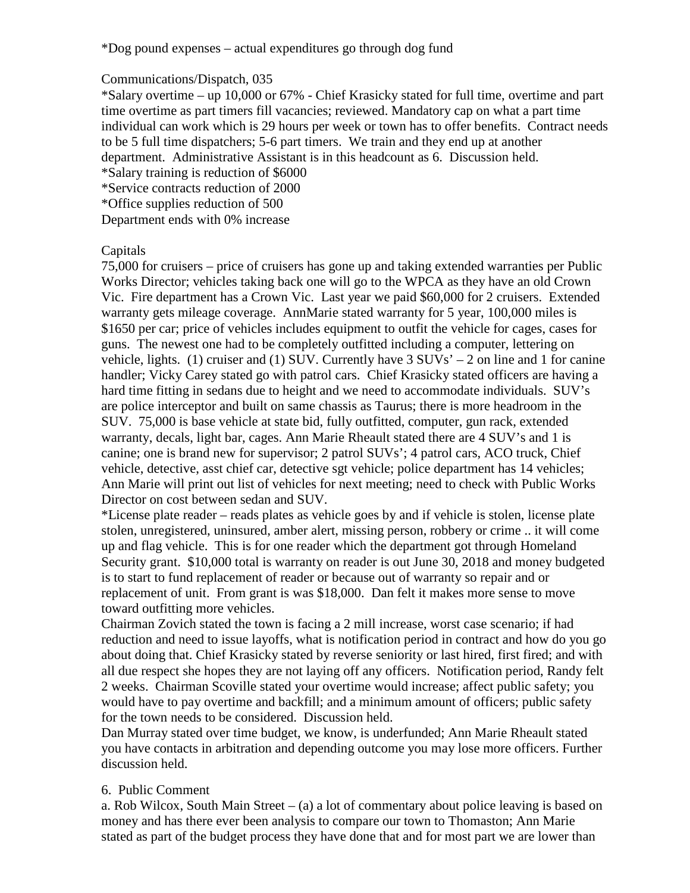*Dog pound expenses – actual expenditures go through dog fund

Communications/Dispatch, 035
*Salary overtime – up 10,000 or 67% - Chief Krasicky stated for full time, overtime and part time overtime as part timers fill vacancies; reviewed. Mandatory cap on what a part time individual can work which is 29 hours per week or town has to offer benefits. Contract needs to be 5 full time dispatchers; 5-6 part timers. We train and they end up at another department. Administrative Assistant is in this headcount as 6. Discussion held.
*Salary training is reduction of $6000
*Service contracts reduction of 2000
*Office supplies reduction of 500
Department ends with 0% increase

Capitals
75,000 for cruisers – price of cruisers has gone up and taking extended warranties per Public Works Director; vehicles taking back one will go to the WPCA as they have an old Crown Vic. Fire department has a Crown Vic. Last year we paid $60,000 for 2 cruisers. Extended warranty gets mileage coverage. AnnMarie stated warranty for 5 year, 100,000 miles is $1650 per car; price of vehicles includes equipment to outfit the vehicle for cages, cases for guns. The newest one had to be completely outfitted including a computer, lettering on vehicle, lights. (1) cruiser and (1) SUV. Currently have 3 SUVs' – 2 on line and 1 for canine handler; Vicky Carey stated go with patrol cars. Chief Krasicky stated officers are having a hard time fitting in sedans due to height and we need to accommodate individuals. SUV's are police interceptor and built on same chassis as Taurus; there is more headroom in the SUV. 75,000 is base vehicle at state bid, fully outfitted, computer, gun rack, extended warranty, decals, light bar, cages. Ann Marie Rheault stated there are 4 SUV's and 1 is canine; one is brand new for supervisor; 2 patrol SUVs'; 4 patrol cars, ACO truck, Chief vehicle, detective, asst chief car, detective sgt vehicle; police department has 14 vehicles; Ann Marie will print out list of vehicles for next meeting; need to check with Public Works Director on cost between sedan and SUV.
*License plate reader – reads plates as vehicle goes by and if vehicle is stolen, license plate stolen, unregistered, uninsured, amber alert, missing person, robbery or crime .. it will come up and flag vehicle. This is for one reader which the department got through Homeland Security grant. $10,000 total is warranty on reader is out June 30, 2018 and money budgeted is to start to fund replacement of reader or because out of warranty so repair and or replacement of unit. From grant is was $18,000. Dan felt it makes more sense to move toward outfitting more vehicles.
Chairman Zovich stated the town is facing a 2 mill increase, worst case scenario; if had reduction and need to issue layoffs, what is notification period in contract and how do you go about doing that. Chief Krasicky stated by reverse seniority or last hired, first fired; and with all due respect she hopes they are not laying off any officers. Notification period, Randy felt 2 weeks. Chairman Scoville stated your overtime would increase; affect public safety; you would have to pay overtime and backfill; and a minimum amount of officers; public safety for the town needs to be considered. Discussion held.
Dan Murray stated over time budget, we know, is underfunded; Ann Marie Rheault stated you have contacts in arbitration and depending outcome you may lose more officers. Further discussion held.

6. Public Comment
a. Rob Wilcox, South Main Street – (a) a lot of commentary about police leaving is based on money and has there ever been analysis to compare our town to Thomaston; Ann Marie stated as part of the budget process they have done that and for most part we are lower than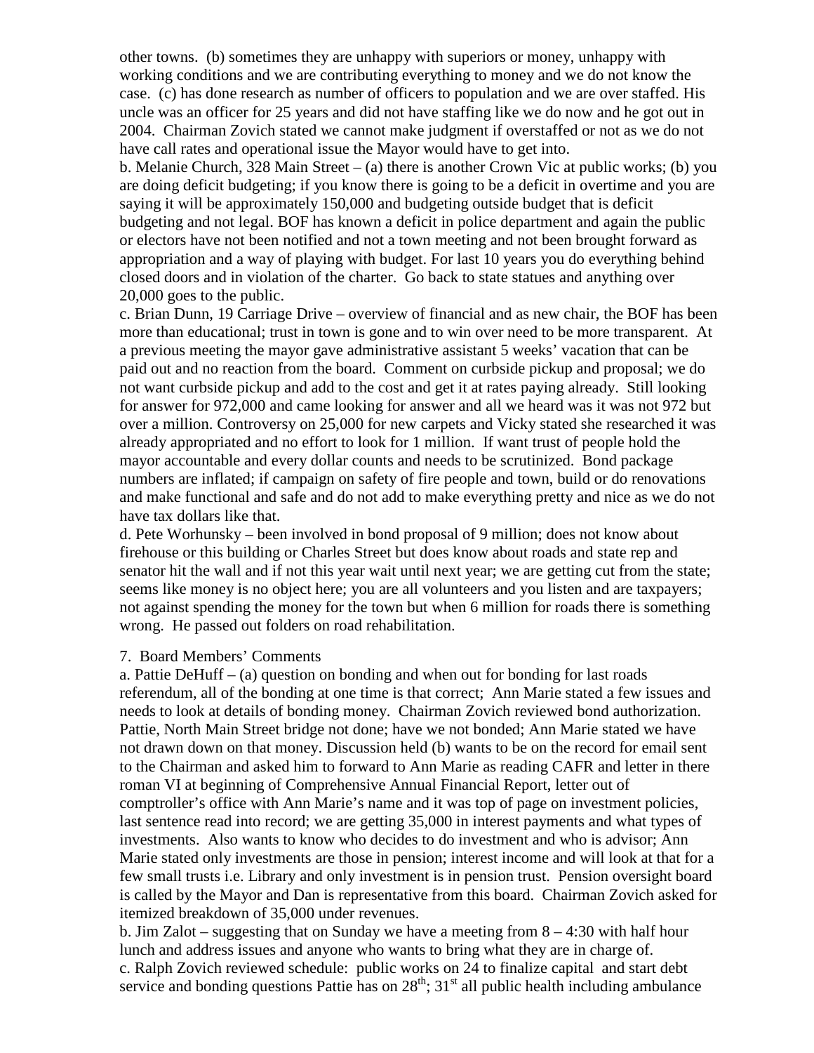other towns. (b) sometimes they are unhappy with superiors or money, unhappy with working conditions and we are contributing everything to money and we do not know the case. (c) has done research as number of officers to population and we are over staffed. His uncle was an officer for 25 years and did not have staffing like we do now and he got out in 2004. Chairman Zovich stated we cannot make judgment if overstaffed or not as we do not have call rates and operational issue the Mayor would have to get into.

b. Melanie Church, 328 Main Street – (a) there is another Crown Vic at public works; (b) you are doing deficit budgeting; if you know there is going to be a deficit in overtime and you are saying it will be approximately 150,000 and budgeting outside budget that is deficit budgeting and not legal. BOF has known a deficit in police department and again the public or electors have not been notified and not a town meeting and not been brought forward as appropriation and a way of playing with budget. For last 10 years you do everything behind closed doors and in violation of the charter. Go back to state statues and anything over 20,000 goes to the public.

c. Brian Dunn, 19 Carriage Drive – overview of financial and as new chair, the BOF has been more than educational; trust in town is gone and to win over need to be more transparent. At a previous meeting the mayor gave administrative assistant 5 weeks' vacation that can be paid out and no reaction from the board. Comment on curbside pickup and proposal; we do not want curbside pickup and add to the cost and get it at rates paying already. Still looking for answer for 972,000 and came looking for answer and all we heard was it was not 972 but over a million. Controversy on 25,000 for new carpets and Vicky stated she researched it was already appropriated and no effort to look for 1 million. If want trust of people hold the mayor accountable and every dollar counts and needs to be scrutinized. Bond package numbers are inflated; if campaign on safety of fire people and town, build or do renovations and make functional and safe and do not add to make everything pretty and nice as we do not have tax dollars like that.

d. Pete Worhunsky – been involved in bond proposal of 9 million; does not know about firehouse or this building or Charles Street but does know about roads and state rep and senator hit the wall and if not this year wait until next year; we are getting cut from the state; seems like money is no object here; you are all volunteers and you listen and are taxpayers; not against spending the money for the town but when 6 million for roads there is something wrong. He passed out folders on road rehabilitation.

7. Board Members' Comments

a. Pattie DeHuff – (a) question on bonding and when out for bonding for last roads referendum, all of the bonding at one time is that correct; Ann Marie stated a few issues and needs to look at details of bonding money. Chairman Zovich reviewed bond authorization. Pattie, North Main Street bridge not done; have we not bonded; Ann Marie stated we have not drawn down on that money. Discussion held (b) wants to be on the record for email sent to the Chairman and asked him to forward to Ann Marie as reading CAFR and letter in there roman VI at beginning of Comprehensive Annual Financial Report, letter out of comptroller's office with Ann Marie's name and it was top of page on investment policies, last sentence read into record; we are getting 35,000 in interest payments and what types of investments. Also wants to know who decides to do investment and who is advisor; Ann Marie stated only investments are those in pension; interest income and will look at that for a few small trusts i.e. Library and only investment is in pension trust. Pension oversight board is called by the Mayor and Dan is representative from this board. Chairman Zovich asked for itemized breakdown of 35,000 under revenues.

b. Jim Zalot – suggesting that on Sunday we have a meeting from 8 – 4:30 with half hour lunch and address issues and anyone who wants to bring what they are in charge of.

c. Ralph Zovich reviewed schedule: public works on 24 to finalize capital and start debt service and bonding questions Pattie has on 28th; 31st all public health including ambulance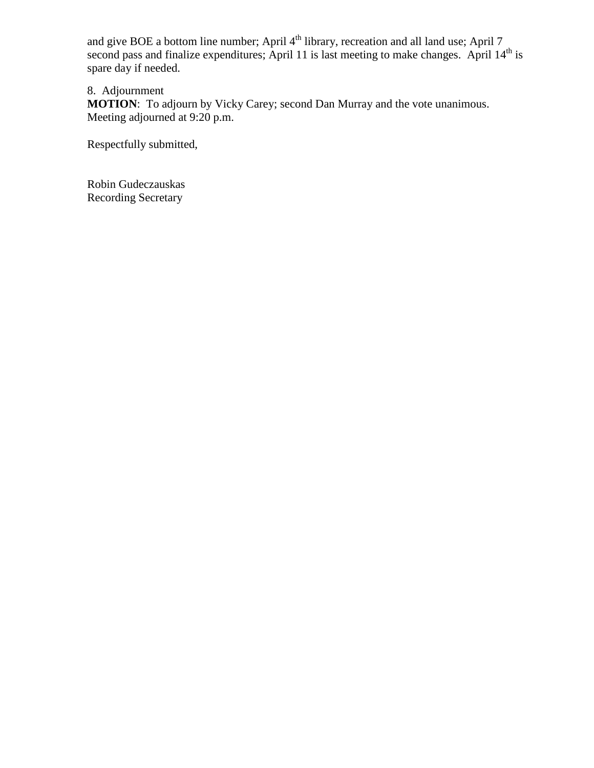and give BOE a bottom line number; April 4th library, recreation and all land use; April 7 second pass and finalize expenditures; April 11 is last meeting to make changes. April 14th is spare day if needed.

8. Adjournment

**MOTION**: To adjourn by Vicky Carey; second Dan Murray and the vote unanimous. Meeting adjourned at 9:20 p.m.

Respectfully submitted,

Robin Gudeczauskas
Recording Secretary